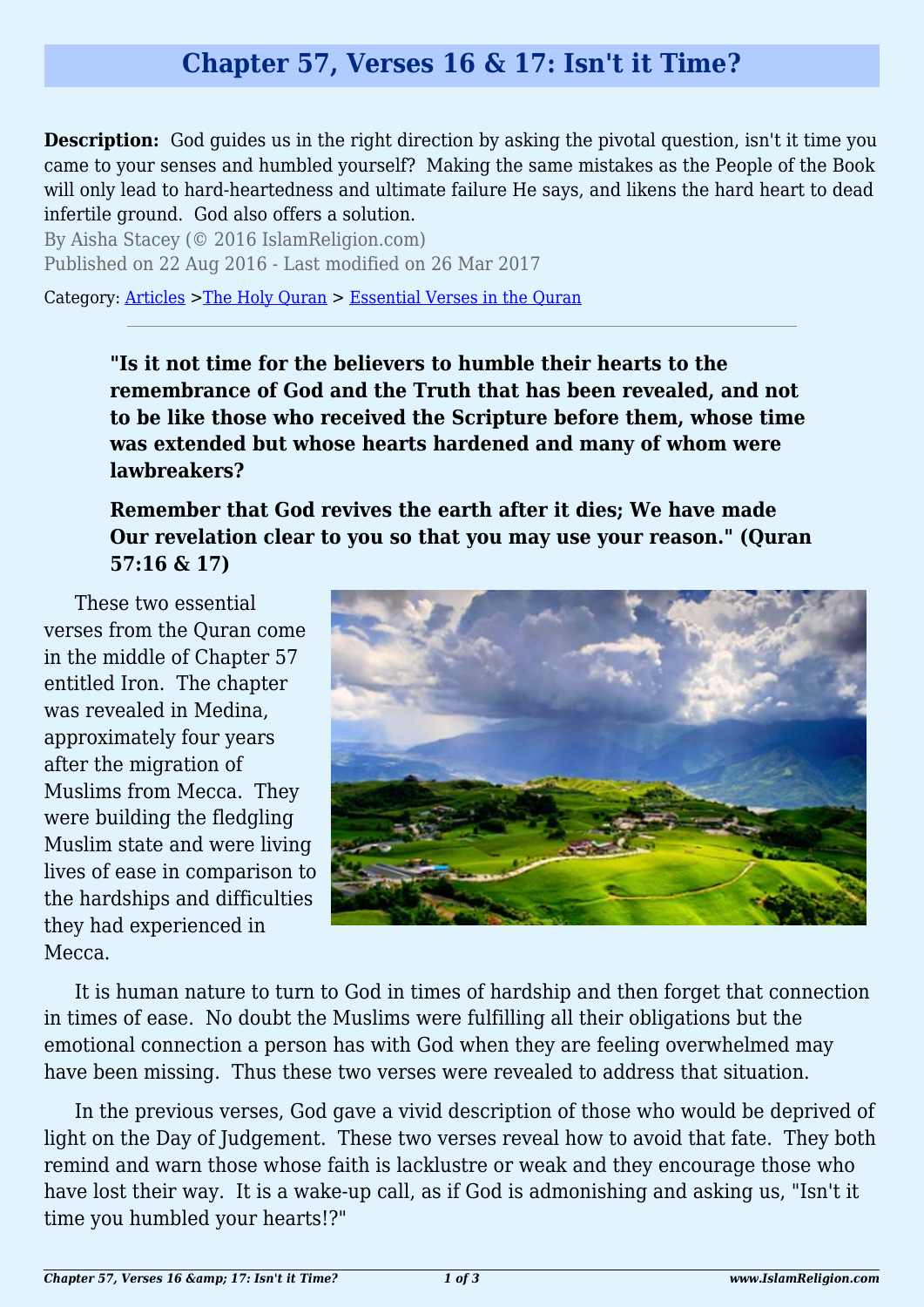# Chapter 57, Verses 16 & 17: Isn't it Time?

**Description:** God guides us in the right direction by asking the pivotal question, isn't it time you came to your senses and humbled yourself? Making the same mistakes as the People of the Book will only lead to hard-heartedness and ultimate failure He says, and likens the hard heart to dead infertile ground. God also offers a solution.

By Aisha Stacey (© 2016 IslamReligion.com)

Published on 22 Aug 2016 - Last modified on 26 Mar 2017

Category: [Articles](#) >[The Holy Quran](#) > [Essential Verses in the Quran](#)

---

> **"Is it not time for the believers to humble their hearts to the remembrance of God and the Truth that has been revealed, and not to be like those who received the Scripture before them, whose time was extended but whose hearts hardened and many of whom were lawbreakers?**
>
> **Remember that God revives the earth after it dies; We have made Our revelation clear to you so that you may use your reason." (Quran 57:16 & 17)**

These two essential verses from the Quran come in the middle of Chapter 57 entitled Iron. The chapter was revealed in Medina, approximately four years after the migration of Muslims from Mecca. They were building the fledgling Muslim state and were living lives of ease in comparison to the hardships and difficulties they had experienced in Mecca.

It is human nature to turn to God in times of hardship and then forget that connection in times of ease. No doubt the Muslims were fulfilling all their obligations but the emotional connection a person has with God when they are feeling overwhelmed may have been missing. Thus these two verses were revealed to address that situation.

In the previous verses, God gave a vivid description of those who would be deprived of light on the Day of Judgement. These two verses reveal how to avoid that fate. They both remind and warn those whose faith is lacklustre or weak and they encourage those who have lost their way. It is a wake-up call, as if God is admonishing and asking us, "Isn't it time you humbled your hearts!?"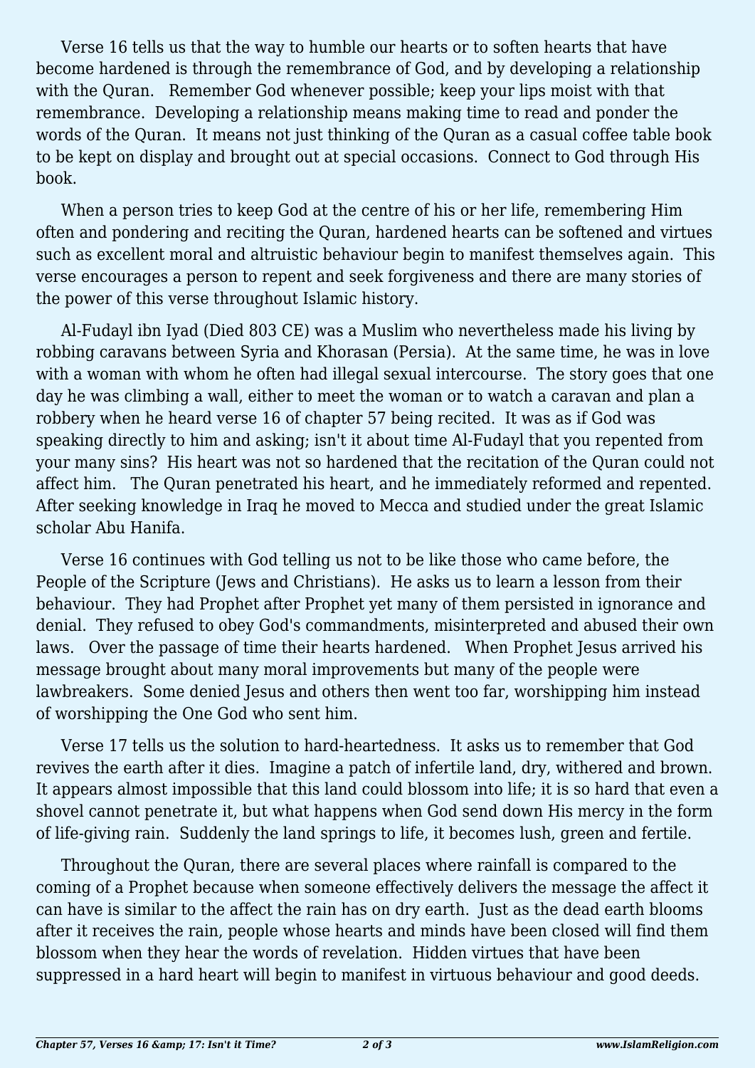Verse 16 tells us that the way to humble our hearts or to soften hearts that have become hardened is through the remembrance of God, and by developing a relationship with the Quran.  Remember God whenever possible; keep your lips moist with that remembrance.  Developing a relationship means making time to read and ponder the words of the Quran.  It means not just thinking of the Quran as a casual coffee table book to be kept on display and brought out at special occasions.  Connect to God through His book.

When a person tries to keep God at the centre of his or her life, remembering Him often and pondering and reciting the Quran, hardened hearts can be softened and virtues such as excellent moral and altruistic behaviour begin to manifest themselves again.  This verse encourages a person to repent and seek forgiveness and there are many stories of the power of this verse throughout Islamic history.

Al-Fudayl ibn Iyad (Died 803 CE) was a Muslim who nevertheless made his living by robbing caravans between Syria and Khorasan (Persia).  At the same time, he was in love with a woman with whom he often had illegal sexual intercourse.  The story goes that one day he was climbing a wall, either to meet the woman or to watch a caravan and plan a robbery when he heard verse 16 of chapter 57 being recited.  It was as if God was speaking directly to him and asking; isn't it about time Al-Fudayl that you repented from your many sins?  His heart was not so hardened that the recitation of the Quran could not affect him.  The Quran penetrated his heart, and he immediately reformed and repented. After seeking knowledge in Iraq he moved to Mecca and studied under the great Islamic scholar Abu Hanifa.

Verse 16 continues with God telling us not to be like those who came before, the People of the Scripture (Jews and Christians).  He asks us to learn a lesson from their behaviour.  They had Prophet after Prophet yet many of them persisted in ignorance and denial.  They refused to obey God's commandments, misinterpreted and abused their own laws.  Over the passage of time their hearts hardened.  When Prophet Jesus arrived his message brought about many moral improvements but many of the people were lawbreakers.  Some denied Jesus and others then went too far, worshipping him instead of worshipping the One God who sent him.

Verse 17 tells us the solution to hard-heartedness.  It asks us to remember that God revives the earth after it dies.  Imagine a patch of infertile land, dry, withered and brown. It appears almost impossible that this land could blossom into life; it is so hard that even a shovel cannot penetrate it, but what happens when God send down His mercy in the form of life-giving rain.  Suddenly the land springs to life, it becomes lush, green and fertile.

Throughout the Quran, there are several places where rainfall is compared to the coming of a Prophet because when someone effectively delivers the message the affect it can have is similar to the affect the rain has on dry earth.  Just as the dead earth blooms after it receives the rain, people whose hearts and minds have been closed will find them blossom when they hear the words of revelation.  Hidden virtues that have been suppressed in a hard heart will begin to manifest in virtuous behaviour and good deeds.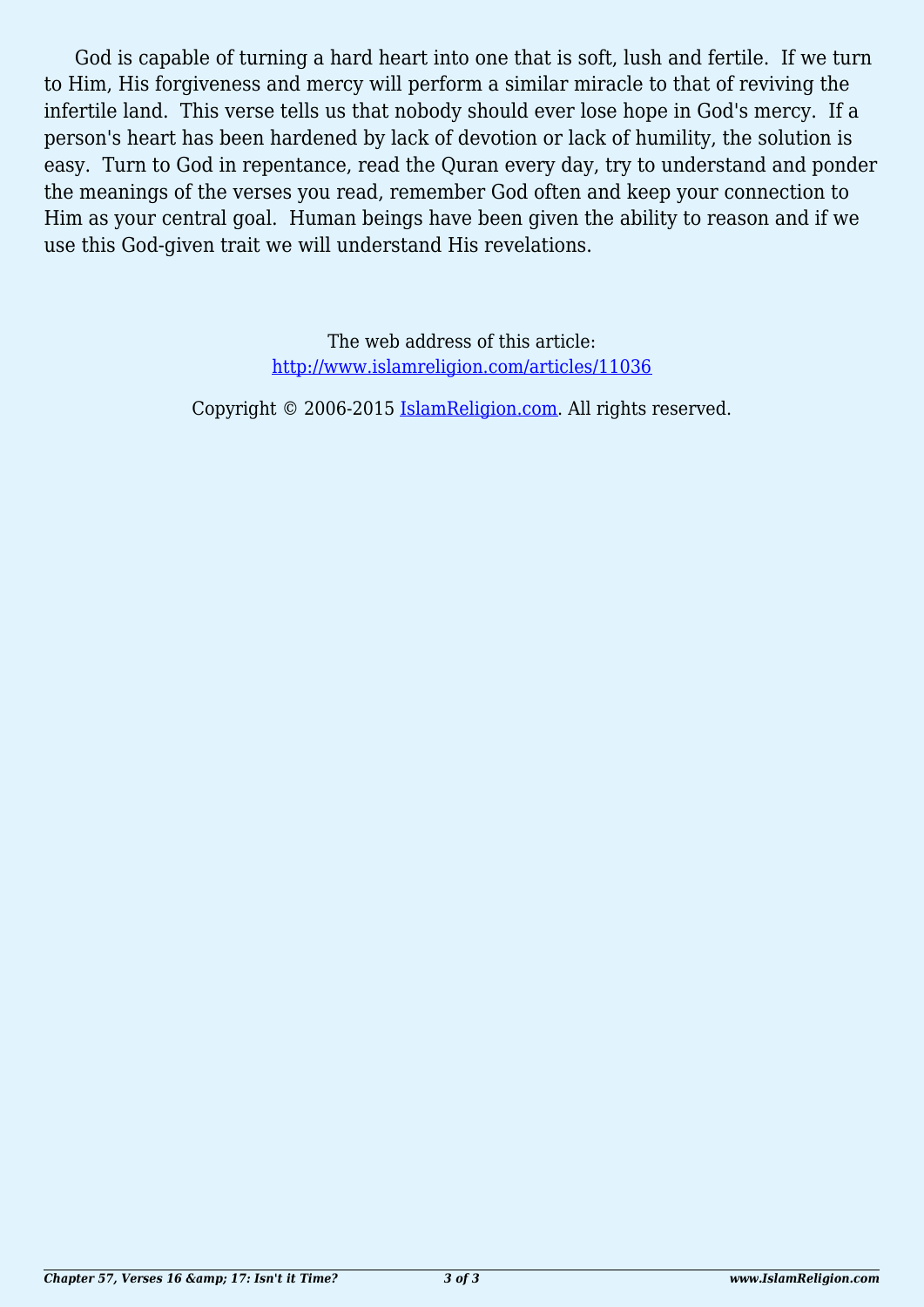God is capable of turning a hard heart into one that is soft, lush and fertile. If we turn to Him, His forgiveness and mercy will perform a similar miracle to that of reviving the infertile land. This verse tells us that nobody should ever lose hope in God's mercy. If a person's heart has been hardened by lack of devotion or lack of humility, the solution is easy. Turn to God in repentance, read the Quran every day, try to understand and ponder the meanings of the verses you read, remember God often and keep your connection to Him as your central goal. Human beings have been given the ability to reason and if we use this God-given trait we will understand His revelations.

The web address of this article:
http://www.islamreligion.com/articles/11036

Copyright © 2006-2015 IslamReligion.com. All rights reserved.